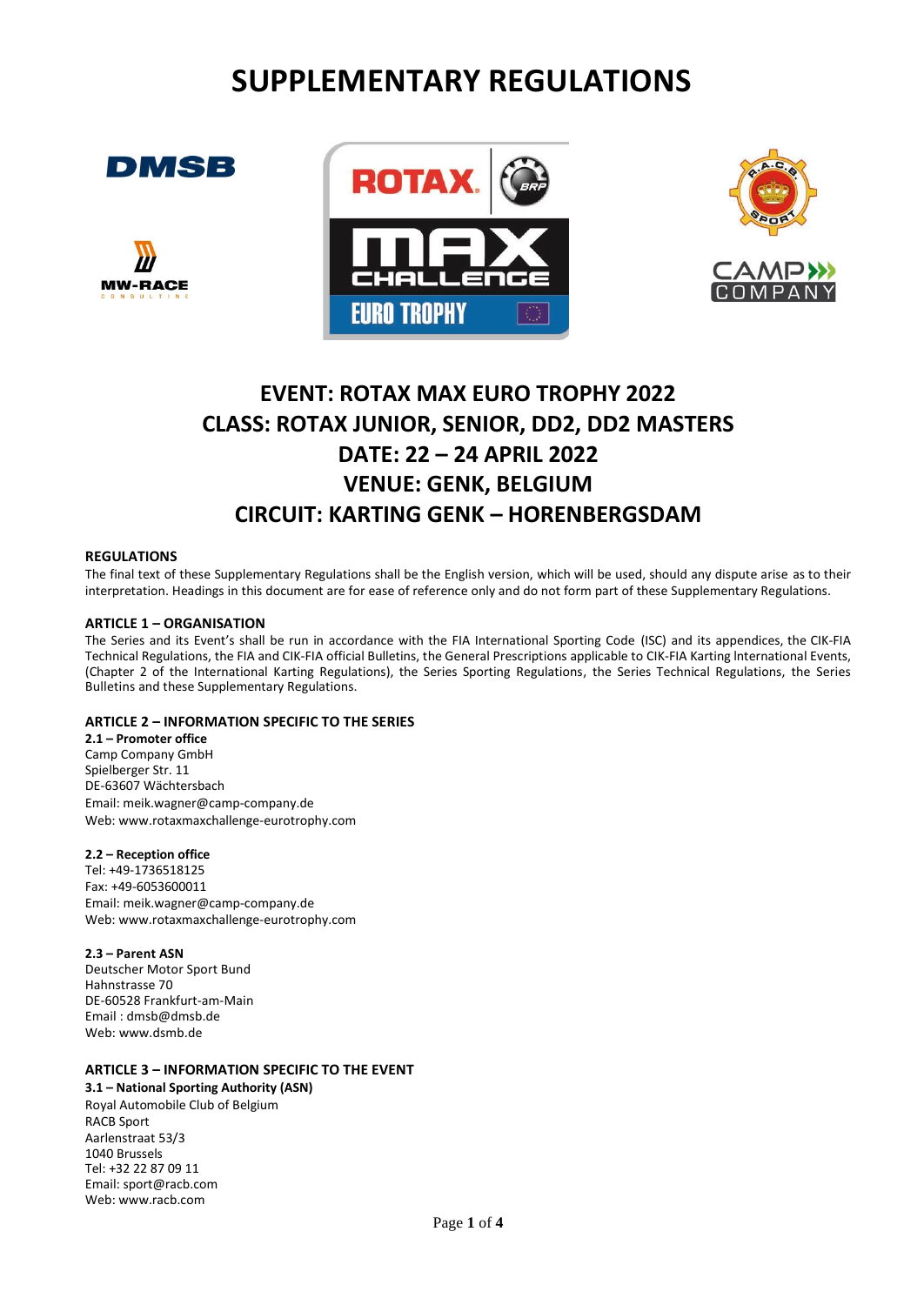# SUPPLEMENTARY REGULATIONS

## EVENT: ROTAX MAX EURO TROPHY 2022
## CLASS: ROTAX JUNIOR, SENIOR, DD2, DD2 MASTERS
## DATE: 22 – 24 APRIL 2022
## VENUE: GENK, BELGIUM
## CIRCUIT: KARTING GENK – HORENBERGSDAM

### REGULATIONS

The final text of these Supplementary Regulations shall be the English version, which will be used, should any dispute arise as to their interpretation. Headings in this document are for ease of reference only and do not form part of these Supplementary Regulations.

### ARTICLE 1 – ORGANISATION

The Series and its Event's shall be run in accordance with the FIA International Sporting Code (ISC) and its appendices, the CIK-FIA Technical Regulations, the FIA and CIK-FIA official Bulletins, the General Prescriptions applicable to CIK-FIA Karting International Events, (Chapter 2 of the International Karting Regulations), the Series Sporting Regulations, the Series Technical Regulations, the Series Bulletins and these Supplementary Regulations.

### ARTICLE 2 – INFORMATION SPECIFIC TO THE SERIES

**2.1 – Promoter office**
Camp Company GmbH
Spielberger Str. 11
DE-63607 Wächtersbach
Email: meik.wagner@camp-company.de
Web: www.rotaxmaxchallenge-eurotrophy.com

**2.2 – Reception office**
Tel: +49-1736518125
Fax: +49-6053600011
Email: meik.wagner@camp-company.de
Web: www.rotaxmaxchallenge-eurotrophy.com

**2.3 – Parent ASN**
Deutscher Motor Sport Bund
Hahnstrasse 70
DE-60528 Frankfurt-am-Main
Email : dmsb@dmsb.de
Web: www.dsmb.de

### ARTICLE 3 – INFORMATION SPECIFIC TO THE EVENT

**3.1 – National Sporting Authority (ASN)**
Royal Automobile Club of Belgium
RACB Sport
Aarlenstraat 53/3
1040 Brussels
Tel: +32 22 87 09 11
Email: sport@racb.com
Web: www.racb.com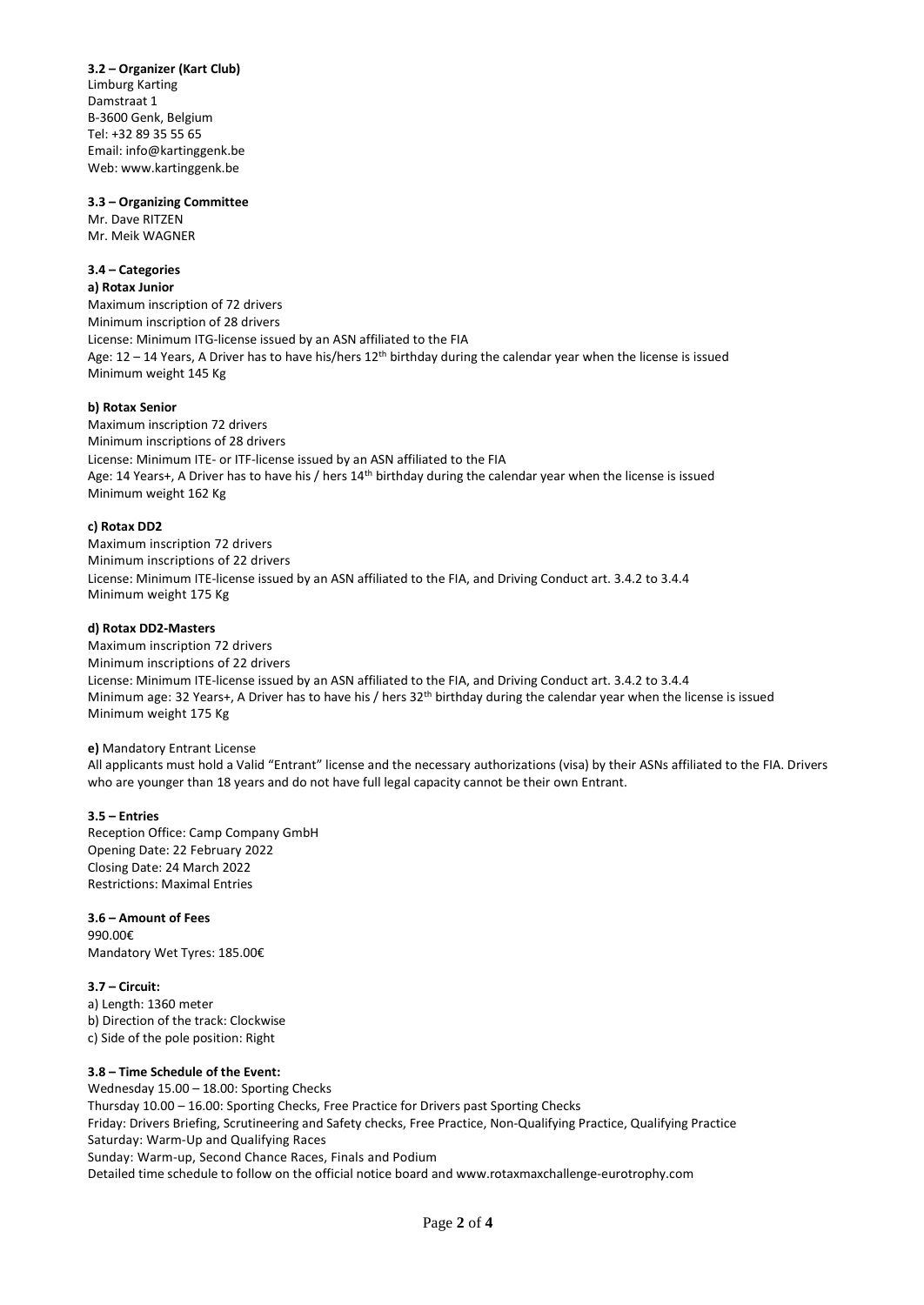**3.2 – Organizer (Kart Club)**
Limburg Karting
Damstraat 1
B-3600 Genk, Belgium
Tel: +32 89 35 55 65
Email: info@kartinggenk.be
Web: www.kartinggenk.be

**3.3 – Organizing Committee**
Mr. Dave RITZEN
Mr. Meik WAGNER

**3.4 – Categories**

**a) Rotax Junior**
Maximum inscription of 72 drivers
Minimum inscription of 28 drivers
License: Minimum ITG-license issued by an ASN affiliated to the FIA
Age: 12 – 14 Years, A Driver has to have his/hers 12th birthday during the calendar year when the license is issued
Minimum weight 145 Kg

**b) Rotax Senior**
Maximum inscription 72 drivers
Minimum inscriptions of 28 drivers
License: Minimum ITE- or ITF-license issued by an ASN affiliated to the FIA
Age: 14 Years+, A Driver has to have his / hers 14th birthday during the calendar year when the license is issued
Minimum weight 162 Kg

**c) Rotax DD2**
Maximum inscription 72 drivers
Minimum inscriptions of 22 drivers
License: Minimum ITE-license issued by an ASN affiliated to the FIA, and Driving Conduct art. 3.4.2 to 3.4.4
Minimum weight 175 Kg

**d) Rotax DD2-Masters**
Maximum inscription 72 drivers
Minimum inscriptions of 22 drivers
License: Minimum ITE-license issued by an ASN affiliated to the FIA, and Driving Conduct art. 3.4.2 to 3.4.4
Minimum age: 32 Years+, A Driver has to have his / hers 32th birthday during the calendar year when the license is issued
Minimum weight 175 Kg

**e)** Mandatory Entrant License
All applicants must hold a Valid "Entrant" license and the necessary authorizations (visa) by their ASNs affiliated to the FIA. Drivers who are younger than 18 years and do not have full legal capacity cannot be their own Entrant.

**3.5 – Entries**
Reception Office: Camp Company GmbH
Opening Date: 22 February 2022
Closing Date: 24 March 2022
Restrictions: Maximal Entries

**3.6 – Amount of Fees**
990.00€
Mandatory Wet Tyres: 185.00€

**3.7 – Circuit:**
a) Length: 1360 meter
b) Direction of the track: Clockwise
c) Side of the pole position: Right

**3.8 – Time Schedule of the Event:**
Wednesday 15.00 – 18.00: Sporting Checks
Thursday 10.00 – 16.00: Sporting Checks, Free Practice for Drivers past Sporting Checks
Friday: Drivers Briefing, Scrutineering and Safety checks, Free Practice, Non-Qualifying Practice, Qualifying Practice
Saturday: Warm-Up and Qualifying Races
Sunday: Warm-up, Second Chance Races, Finals and Podium
Detailed time schedule to follow on the official notice board and www.rotaxmaxchallenge-eurotrophy.com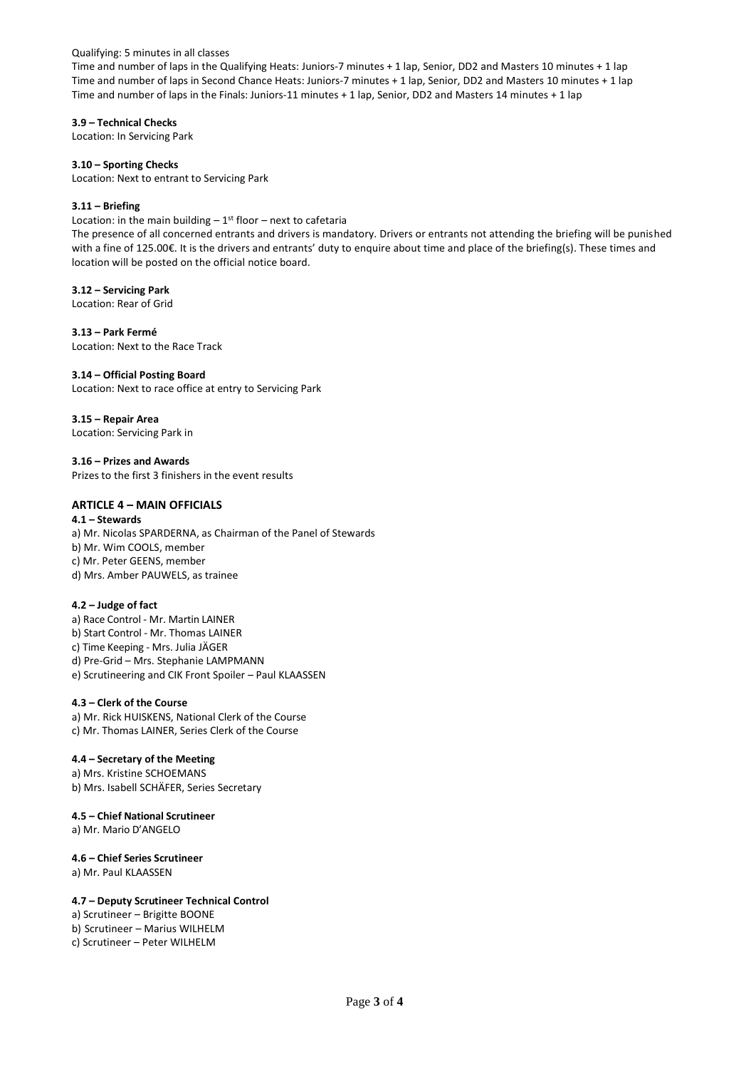Qualifying: 5 minutes in all classes
Time and number of laps in the Qualifying Heats: Juniors-7 minutes + 1 lap, Senior, DD2 and Masters 10 minutes + 1 lap
Time and number of laps in Second Chance Heats: Juniors-7 minutes + 1 lap, Senior, DD2 and Masters 10 minutes + 1 lap
Time and number of laps in the Finals: Juniors-11 minutes + 1 lap, Senior, DD2 and Masters 14 minutes + 1 lap

**3.9 – Technical Checks**
Location: In Servicing Park

**3.10 – Sporting Checks**
Location: Next to entrant to Servicing Park

**3.11 – Briefing**
Location: in the main building – 1st floor – next to cafetaria
The presence of all concerned entrants and drivers is mandatory. Drivers or entrants not attending the briefing will be punished with a fine of 125.00€. It is the drivers and entrants' duty to enquire about time and place of the briefing(s). These times and location will be posted on the official notice board.

**3.12 – Servicing Park**
Location: Rear of Grid

**3.13 – Park Fermé**
Location: Next to the Race Track

**3.14 – Official Posting Board**
Location: Next to race office at entry to Servicing Park

**3.15 – Repair Area**
Location: Servicing Park in

**3.16 – Prizes and Awards**
Prizes to the first 3 finishers in the event results

## ARTICLE 4 – MAIN OFFICIALS

**4.1 – Stewards**
a) Mr. Nicolas SPARDERNA, as Chairman of the Panel of Stewards
b) Mr. Wim COOLS, member
c) Mr. Peter GEENS, member
d) Mrs. Amber PAUWELS, as trainee

**4.2 – Judge of fact**
a) Race Control - Mr. Martin LAINER
b) Start Control - Mr. Thomas LAINER
c) Time Keeping - Mrs. Julia JÄGER
d) Pre-Grid – Mrs. Stephanie LAMPMANN
e) Scrutineering and CIK Front Spoiler – Paul KLAASSEN

**4.3 – Clerk of the Course**
a) Mr. Rick HUISKENS, National Clerk of the Course
c) Mr. Thomas LAINER, Series Clerk of the Course

**4.4 – Secretary of the Meeting**
a) Mrs. Kristine SCHOEMANS
b) Mrs. Isabell SCHÄFER, Series Secretary

**4.5 – Chief National Scrutineer**
a) Mr. Mario D'ANGELO

**4.6 – Chief Series Scrutineer**
a) Mr. Paul KLAASSEN

**4.7 – Deputy Scrutineer Technical Control**
a) Scrutineer – Brigitte BOONE
b) Scrutineer – Marius WILHELM
c) Scrutineer – Peter WILHELM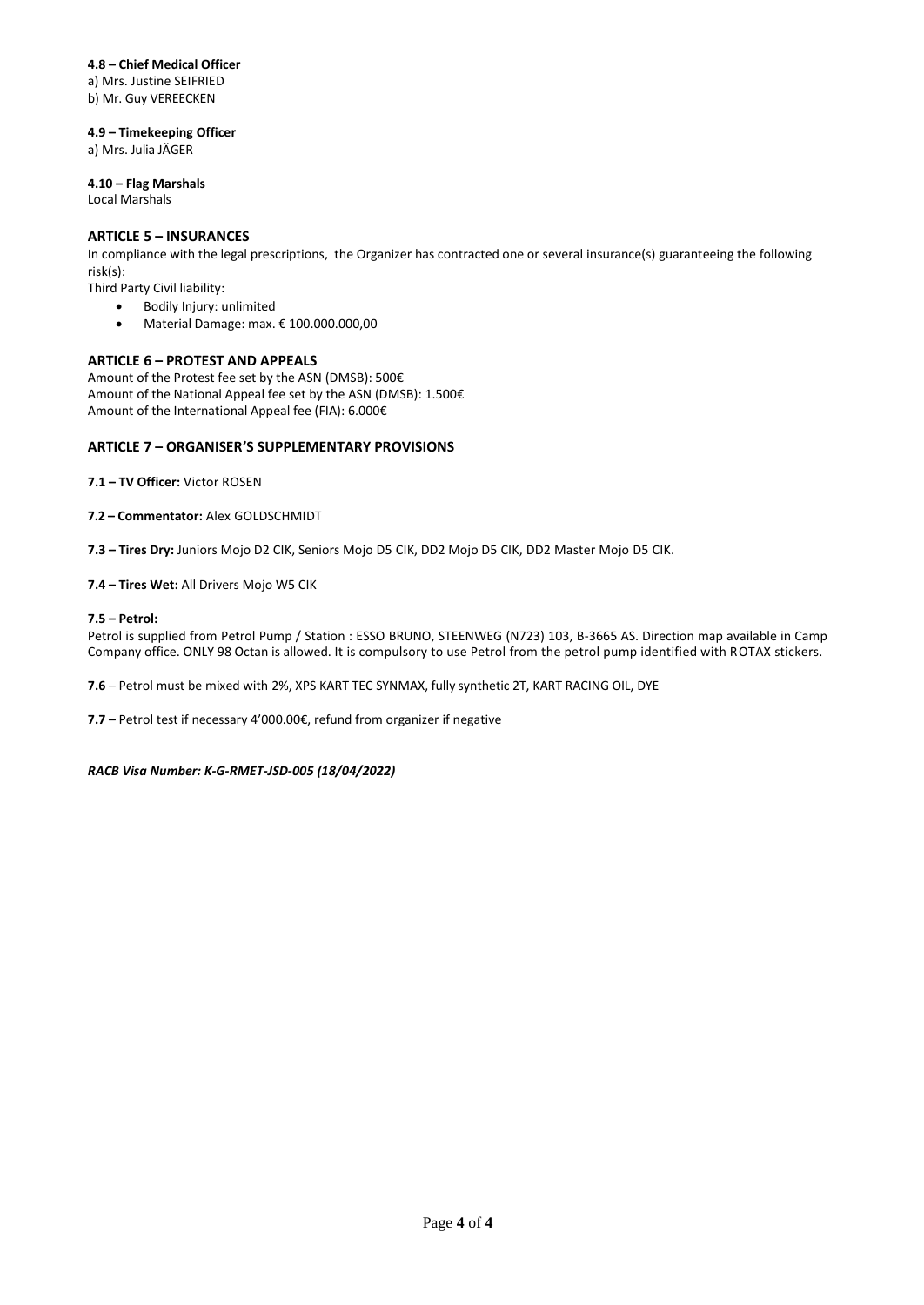**4.8 – Chief Medical Officer**
a) Mrs. Justine SEIFRIED
b) Mr. Guy VEREECKEN

**4.9 – Timekeeping Officer**
a) Mrs. Julia JÄGER

**4.10 – Flag Marshals**
Local Marshals

### ARTICLE 5 – INSURANCES

In compliance with the legal prescriptions, the Organizer has contracted one or several insurance(s) guaranteeing the following risk(s):

Third Party Civil liability:

- Bodily Injury: unlimited
- Material Damage: max. € 100.000.000,00

### ARTICLE 6 – PROTEST AND APPEALS

Amount of the Protest fee set by the ASN (DMSB): 500€
Amount of the National Appeal fee set by the ASN (DMSB): 1.500€
Amount of the International Appeal fee (FIA): 6.000€

### ARTICLE 7 – ORGANISER'S SUPPLEMENTARY PROVISIONS

**7.1 – TV Officer:** Victor ROSEN

**7.2 – Commentator:** Alex GOLDSCHMIDT

**7.3 – Tires Dry:** Juniors Mojo D2 CIK, Seniors Mojo D5 CIK, DD2 Mojo D5 CIK, DD2 Master Mojo D5 CIK.

**7.4 – Tires Wet:** All Drivers Mojo W5 CIK

**7.5 – Petrol:**

Petrol is supplied from Petrol Pump / Station : ESSO BRUNO, STEENWEG (N723) 103, B-3665 AS. Direction map available in Camp Company office. ONLY 98 Octan is allowed. It is compulsory to use Petrol from the petrol pump identified with ROTAX stickers.

**7.6** – Petrol must be mixed with 2%, XPS KART TEC SYNMAX, fully synthetic 2T, KART RACING OIL, DYE

**7.7** – Petrol test if necessary 4'000.00€, refund from organizer if negative

***RACB Visa Number: K-G-RMET-JSD-005 (18/04/2022)***